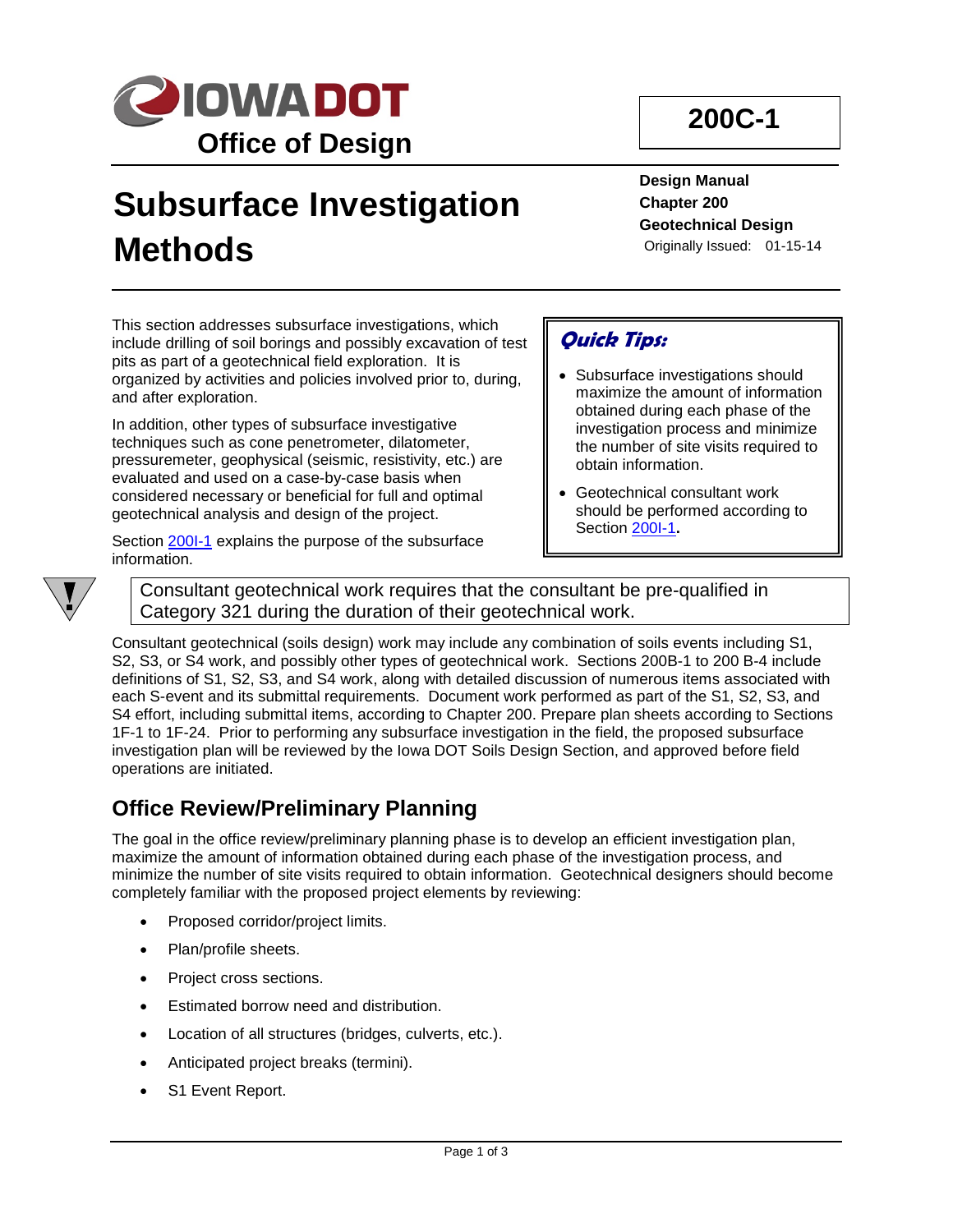# IOWA DOT Office of Design

**200C-1**

# Subsurface Investigation Methods

**Design Manual**
**Chapter 200**
**Geotechnical Design**
Originally Issued: 01-15-14

This section addresses subsurface investigations, which include drilling of soil borings and possibly excavation of test pits as part of a geotechnical field exploration. It is organized by activities and policies involved prior to, during, and after exploration.

In addition, other types of subsurface investigative techniques such as cone penetrometer, dilatometer, pressuremeter, geophysical (seismic, resistivity, etc.) are evaluated and used on a case-by-case basis when considered necessary or beneficial for full and optimal geotechnical analysis and design of the project.

Section 200I-1 explains the purpose of the subsurface information.

> ***Quick Tips:***
>
> - Subsurface investigations should maximize the amount of information obtained during each phase of the investigation process and minimize the number of site visits required to obtain information.
> - Geotechnical consultant work should be performed according to Section 200I-1.

> Consultant geotechnical work requires that the consultant be pre-qualified in Category 321 during the duration of their geotechnical work.

Consultant geotechnical (soils design) work may include any combination of soils events including S1, S2, S3, or S4 work, and possibly other types of geotechnical work. Sections 200B-1 to 200 B-4 include definitions of S1, S2, S3, and S4 work, along with detailed discussion of numerous items associated with each S-event and its submittal requirements. Document work performed as part of the S1, S2, S3, and S4 effort, including submittal items, according to Chapter 200. Prepare plan sheets according to Sections 1F-1 to 1F-24. Prior to performing any subsurface investigation in the field, the proposed subsurface investigation plan will be reviewed by the Iowa DOT Soils Design Section, and approved before field operations are initiated.

## Office Review/Preliminary Planning

The goal in the office review/preliminary planning phase is to develop an efficient investigation plan, maximize the amount of information obtained during each phase of the investigation process, and minimize the number of site visits required to obtain information. Geotechnical designers should become completely familiar with the proposed project elements by reviewing:

- Proposed corridor/project limits.
- Plan/profile sheets.
- Project cross sections.
- Estimated borrow need and distribution.
- Location of all structures (bridges, culverts, etc.).
- Anticipated project breaks (termini).
- S1 Event Report.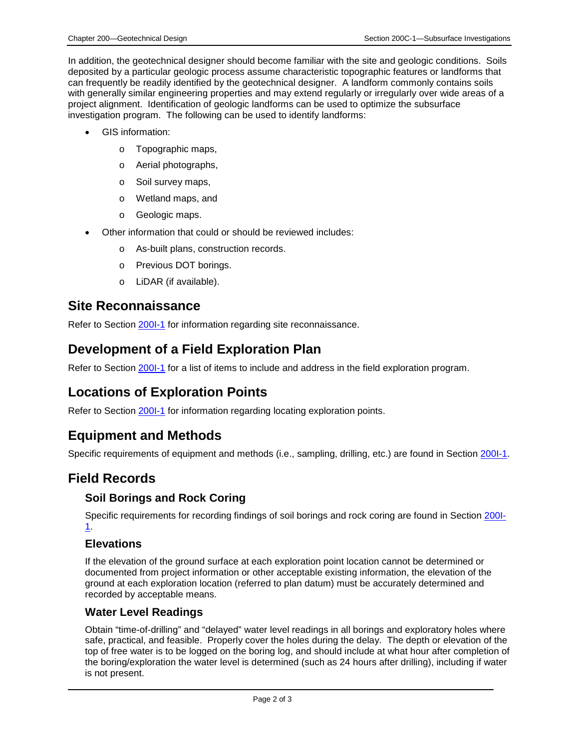In addition, the geotechnical designer should become familiar with the site and geologic conditions. Soils deposited by a particular geologic process assume characteristic topographic features or landforms that can frequently be readily identified by the geotechnical designer. A landform commonly contains soils with generally similar engineering properties and may extend regularly or irregularly over wide areas of a project alignment. Identification of geologic landforms can be used to optimize the subsurface investigation program. The following can be used to identify landforms:

- GIS information:
  - Topographic maps,
  - Aerial photographs,
  - Soil survey maps,
  - Wetland maps, and
  - Geologic maps.
- Other information that could or should be reviewed includes:
  - As-built plans, construction records.
  - Previous DOT borings.
  - LiDAR (if available).

## Site Reconnaissance

Refer to Section 200I-1 for information regarding site reconnaissance.

## Development of a Field Exploration Plan

Refer to Section 200I-1 for a list of items to include and address in the field exploration program.

## Locations of Exploration Points

Refer to Section 200I-1 for information regarding locating exploration points.

## Equipment and Methods

Specific requirements of equipment and methods (i.e., sampling, drilling, etc.) are found in Section 200I-1.

## Field Records

### Soil Borings and Rock Coring

Specific requirements for recording findings of soil borings and rock coring are found in Section 200I-1.

### Elevations

If the elevation of the ground surface at each exploration point location cannot be determined or documented from project information or other acceptable existing information, the elevation of the ground at each exploration location (referred to plan datum) must be accurately determined and recorded by acceptable means.

### Water Level Readings

Obtain "time-of-drilling" and "delayed" water level readings in all borings and exploratory holes where safe, practical, and feasible. Properly cover the holes during the delay. The depth or elevation of the top of free water is to be logged on the boring log, and should include at what hour after completion of the boring/exploration the water level is determined (such as 24 hours after drilling), including if water is not present.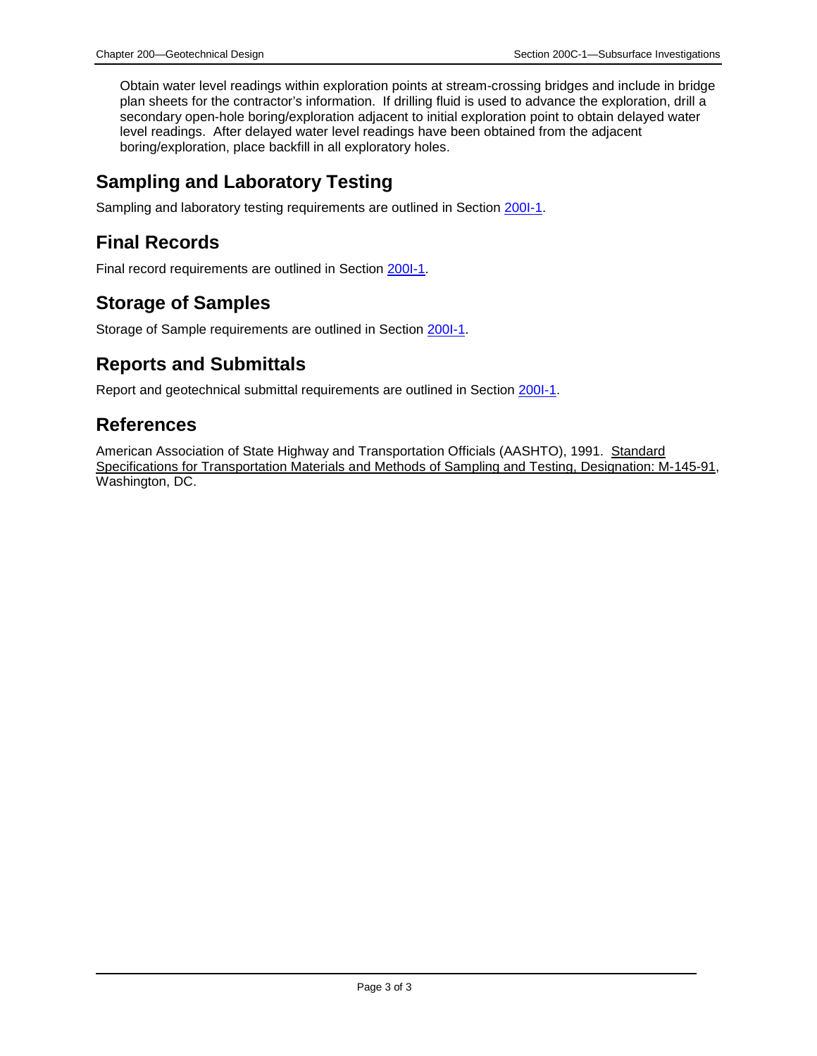Obtain water level readings within exploration points at stream-crossing bridges and include in bridge plan sheets for the contractor's information. If drilling fluid is used to advance the exploration, drill a secondary open-hole boring/exploration adjacent to initial exploration point to obtain delayed water level readings. After delayed water level readings have been obtained from the adjacent boring/exploration, place backfill in all exploratory holes.

## Sampling and Laboratory Testing

Sampling and laboratory testing requirements are outlined in Section 200I-1.

## Final Records

Final record requirements are outlined in Section 200I-1.

## Storage of Samples

Storage of Sample requirements are outlined in Section 200I-1.

## Reports and Submittals

Report and geotechnical submittal requirements are outlined in Section 200I-1.

## References

American Association of State Highway and Transportation Officials (AASHTO), 1991. Standard Specifications for Transportation Materials and Methods of Sampling and Testing, Designation: M-145-91, Washington, DC.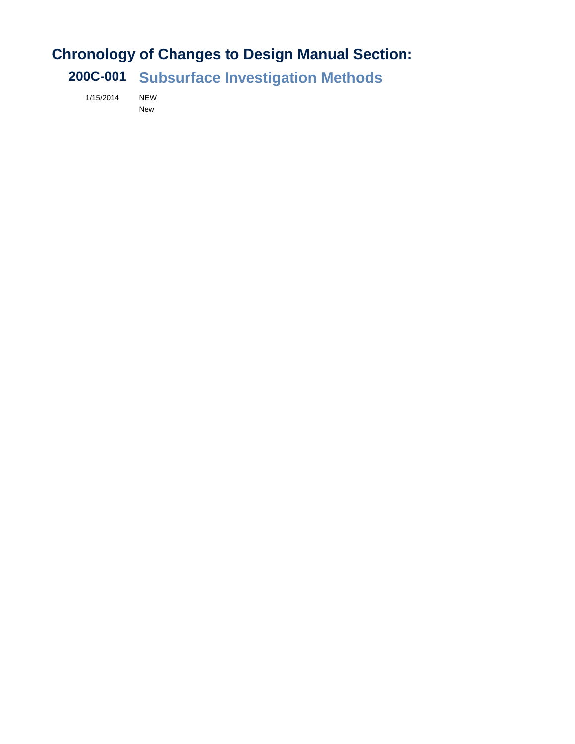# Chronology of Changes to Design Manual Section:

## 200C-001 Subsurface Investigation Methods

| | |
|---|---|
| 1/15/2014 | NEW<br>New |